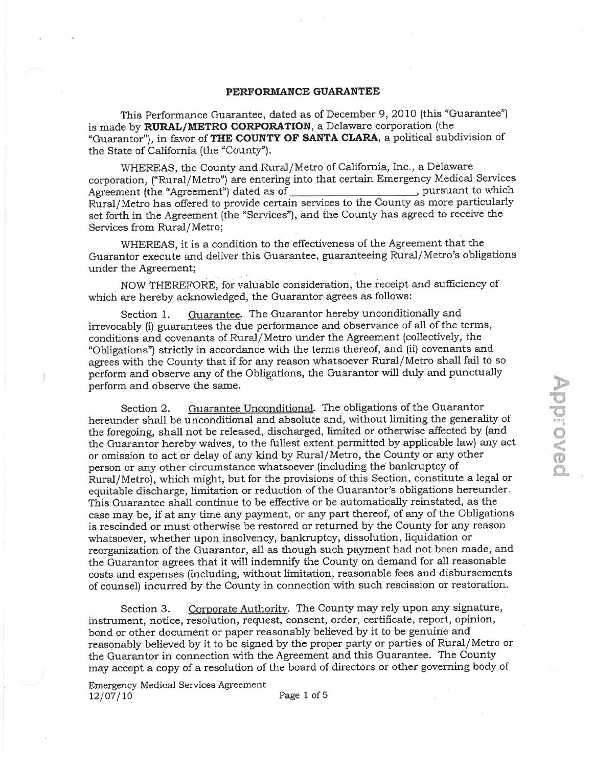# PERFORMANCE GUARANTEE

This Performance Guarantee, dated as of December 9, 2010 (this "Guarantee") is made by **RURAL/METRO CORPORATION**, a Delaware corporation (the "Guarantor"), in favor of **THE COUNTY OF SANTA CLARA**, a political subdivision of the State of California (the "County").

WHEREAS, the County and Rural/Metro of California, Inc., a Delaware corporation, ("Rural/Metro") are entering into that certain Emergency Medical Services Agreement (the "Agreement") dated as of ____________________, pursuant to which Rural/Metro has offered to provide certain services to the County as more particularly set forth in the Agreement (the "Services"), and the County has agreed to receive the Services from Rural/Metro;

WHEREAS, it is a condition to the effectiveness of the Agreement that the Guarantor execute and deliver this Guarantee, guaranteeing Rural/Metro's obligations under the Agreement;

NOW THEREFORE, for valuable consideration, the receipt and sufficiency of which are hereby acknowledged, the Guarantor agrees as follows:

Section 1. Guarantee. The Guarantor hereby unconditionally and irrevocably (i) guarantees the due performance and observance of all of the terms, conditions and covenants of Rural/Metro under the Agreement (collectively, the "Obligations") strictly in accordance with the terms thereof, and (ii) covenants and agrees with the County that if for any reason whatsoever Rural/Metro shall fail to so perform and observe any of the Obligations, the Guarantor will duly and punctually perform and observe the same.

Section 2. Guarantee Unconditional. The obligations of the Guarantor hereunder shall be unconditional and absolute and, without limiting the generality of the foregoing, shall not be released, discharged, limited or otherwise affected by (and the Guarantor hereby waives, to the fullest extent permitted by applicable law) any act or omission to act or delay of any kind by Rural/Metro, the County or any other person or any other circumstance whatsoever (including the bankruptcy of Rural/Metro), which might, but for the provisions of this Section, constitute a legal or equitable discharge, limitation or reduction of the Guarantor's obligations hereunder. This Guarantee shall continue to be effective or be automatically reinstated, as the case may be, if at any time any payment, or any part thereof, of any of the Obligations is rescinded or must otherwise be restored or returned by the County for any reason whatsoever, whether upon insolvency, bankruptcy, dissolution, liquidation or reorganization of the Guarantor, all as though such payment had not been made, and the Guarantor agrees that it will indemnify the County on demand for all reasonable costs and expenses (including, without limitation, reasonable fees and disbursements of counsel) incurred by the County in connection with such rescission or restoration.

Section 3. Corporate Authority. The County may rely upon any signature, instrument, notice, resolution, request, consent, order, certificate, report, opinion, bond or other document or paper reasonably believed by it to be genuine and reasonably believed by it to be signed by the proper party or parties of Rural/Metro or the Guarantor in connection with the Agreement and this Guarantee. The County may accept a copy of a resolution of the board of directors or other governing body of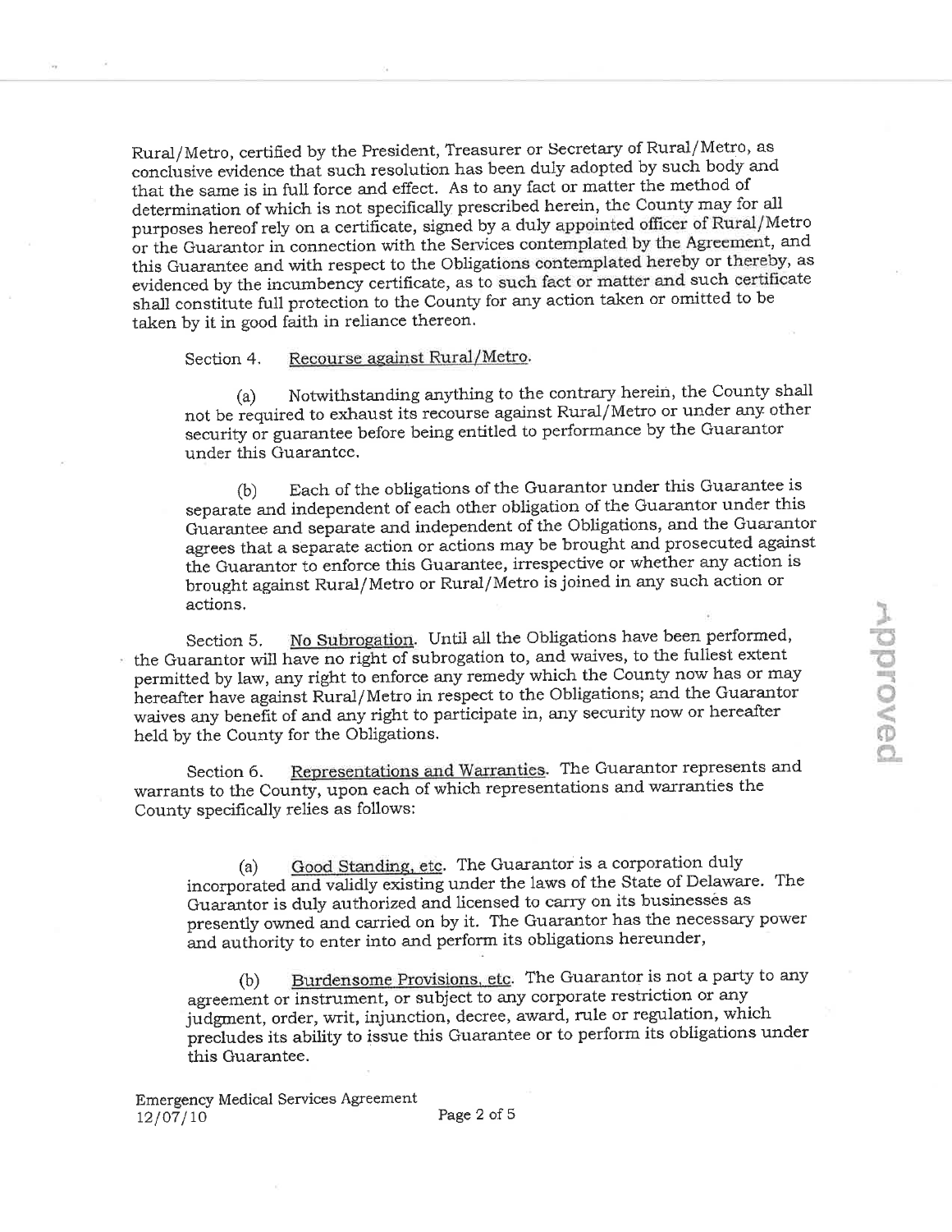Rural/Metro, certified by the President, Treasurer or Secretary of Rural/Metro, as conclusive evidence that such resolution has been duly adopted by such body and that the same is in full force and effect. As to any fact or matter the method of determination of which is not specifically prescribed herein, the County may for all purposes hereof rely on a certificate, signed by a duly appointed officer of Rural/Metro or the Guarantor in connection with the Services contemplated by the Agreement, and this Guarantee and with respect to the Obligations contemplated hereby or thereby, as evidenced by the incumbency certificate, as to such fact or matter and such certificate shall constitute full protection to the County for any action taken or omitted to be taken by it in good faith in reliance thereon.

Section 4. Recourse against Rural/Metro.

(a) Notwithstanding anything to the contrary herein, the County shall not be required to exhaust its recourse against Rural/Metro or under any other security or guarantee before being entitled to performance by the Guarantor under this Guarantee.

(b) Each of the obligations of the Guarantor under this Guarantee is separate and independent of each other obligation of the Guarantor under this Guarantee and separate and independent of the Obligations, and the Guarantor agrees that a separate action or actions may be brought and prosecuted against the Guarantor to enforce this Guarantee, irrespective or whether any action is brought against Rural/Metro or Rural/Metro is joined in any such action or actions.

Section 5. No Subrogation. Until all the Obligations have been performed, the Guarantor will have no right of subrogation to, and waives, to the fullest extent permitted by law, any right to enforce any remedy which the County now has or may hereafter have against Rural/Metro in respect to the Obligations; and the Guarantor waives any benefit of and any right to participate in, any security now or hereafter held by the County for the Obligations.

Section 6. Representations and Warranties. The Guarantor represents and warrants to the County, upon each of which representations and warranties the County specifically relies as follows:

(a) Good Standing, etc. The Guarantor is a corporation duly incorporated and validly existing under the laws of the State of Delaware. The Guarantor is duly authorized and licensed to carry on its businesses as presently owned and carried on by it. The Guarantor has the necessary power and authority to enter into and perform its obligations hereunder,

(b) Burdensome Provisions, etc. The Guarantor is not a party to any agreement or instrument, or subject to any corporate restriction or any judgment, order, writ, injunction, decree, award, rule or regulation, which precludes its ability to issue this Guarantee or to perform its obligations under this Guarantee.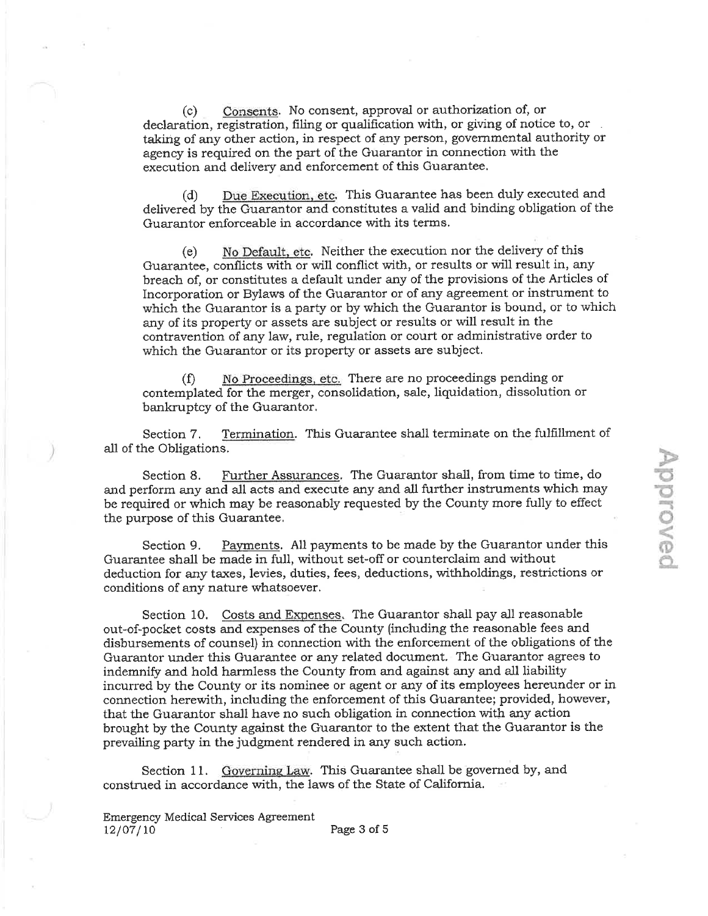(c) Consents. No consent, approval or authorization of, or declaration, registration, filing or qualification with, or giving of notice to, or taking of any other action, in respect of any person, governmental authority or agency is required on the part of the Guarantor in connection with the execution and delivery and enforcement of this Guarantee.

(d) Due Execution, etc. This Guarantee has been duly executed and delivered by the Guarantor and constitutes a valid and binding obligation of the Guarantor enforceable in accordance with its terms.

(e) No Default, etc. Neither the execution nor the delivery of this Guarantee, conflicts with or will conflict with, or results or will result in, any breach of, or constitutes a default under any of the provisions of the Articles of Incorporation or Bylaws of the Guarantor or of any agreement or instrument to which the Guarantor is a party or by which the Guarantor is bound, or to which any of its property or assets are subject or results or will result in the contravention of any law, rule, regulation or court or administrative order to which the Guarantor or its property or assets are subject.

(f) No Proceedings, etc. There are no proceedings pending or contemplated for the merger, consolidation, sale, liquidation, dissolution or bankruptcy of the Guarantor.

Section 7. Termination. This Guarantee shall terminate on the fulfillment of all of the Obligations.

Section 8. Further Assurances. The Guarantor shall, from time to time, do and perform any and all acts and execute any and all further instruments which may be required or which may be reasonably requested by the County more fully to effect the purpose of this Guarantee.

Section 9. Payments. All payments to be made by the Guarantor under this Guarantee shall be made in full, without set-off or counterclaim and without deduction for any taxes, levies, duties, fees, deductions, withholdings, restrictions or conditions of any nature whatsoever.

Section 10. Costs and Expenses. The Guarantor shall pay all reasonable out-of-pocket costs and expenses of the County (including the reasonable fees and disbursements of counsel) in connection with the enforcement of the obligations of the Guarantor under this Guarantee or any related document. The Guarantor agrees to indemnify and hold harmless the County from and against any and all liability incurred by the County or its nominee or agent or any of its employees hereunder or in connection herewith, including the enforcement of this Guarantee; provided, however, that the Guarantor shall have no such obligation in connection with any action brought by the County against the Guarantor to the extent that the Guarantor is the prevailing party in the judgment rendered in any such action.

Section 11. Governing Law. This Guarantee shall be governed by, and construed in accordance with, the laws of the State of California.

Emergency Medical Services Agreement
12/07/10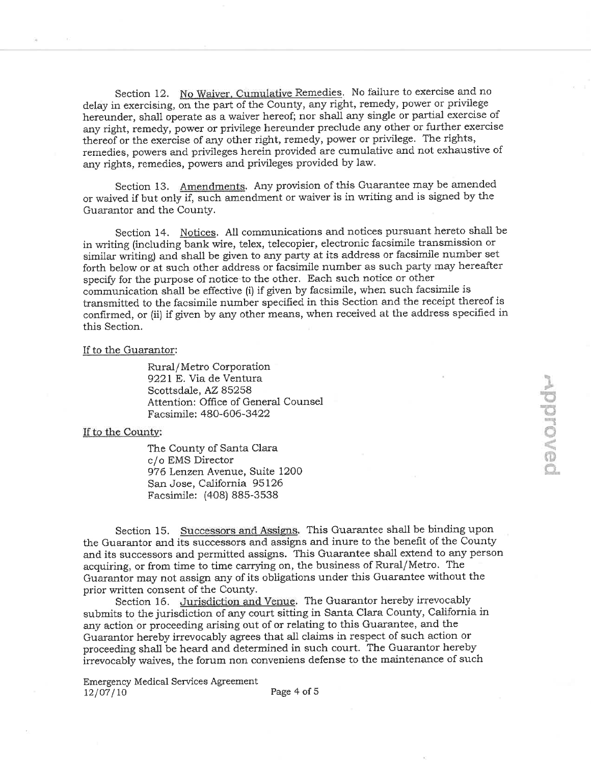Section 12. No Waiver, Cumulative Remedies. No failure to exercise and no delay in exercising, on the part of the County, any right, remedy, power or privilege hereunder, shall operate as a waiver hereof; nor shall any single or partial exercise of any right, remedy, power or privilege hereunder preclude any other or further exercise thereof or the exercise of any other right, remedy, power or privilege. The rights, remedies, powers and privileges herein provided are cumulative and not exhaustive of any rights, remedies, powers and privileges provided by law.

Section 13. Amendments. Any provision of this Guarantee may be amended or waived if but only if, such amendment or waiver is in writing and is signed by the Guarantor and the County.

Section 14. Notices. All communications and notices pursuant hereto shall be in writing (including bank wire, telex, telecopier, electronic facsimile transmission or similar writing) and shall be given to any party at its address or facsimile number set forth below or at such other address or facsimile number as such party may hereafter specify for the purpose of notice to the other. Each such notice or other communication shall be effective (i) if given by facsimile, when such facsimile is transmitted to the facsimile number specified in this Section and the receipt thereof is confirmed, or (ii) if given by any other means, when received at the address specified in this Section.

If to the Guarantor:

Rural/Metro Corporation
9221 E. Via de Ventura
Scottsdale, AZ 85258
Attention: Office of General Counsel
Facsimile: 480-606-3422

If to the County:

The County of Santa Clara
c/o EMS Director
976 Lenzen Avenue, Suite 1200
San Jose, California 95126
Facsimile: (408) 885-3538

Section 15. Successors and Assigns. This Guarantee shall be binding upon the Guarantor and its successors and assigns and inure to the benefit of the County and its successors and permitted assigns. This Guarantee shall extend to any person acquiring, or from time to time carrying on, the business of Rural/Metro. The Guarantor may not assign any of its obligations under this Guarantee without the prior written consent of the County.

Section 16. Jurisdiction and Venue. The Guarantor hereby irrevocably submits to the jurisdiction of any court sitting in Santa Clara County, California in any action or proceeding arising out of or relating to this Guarantee, and the Guarantor hereby irrevocably agrees that all claims in respect of such action or proceeding shall be heard and determined in such court. The Guarantor hereby irrevocably waives, the forum non conveniens defense to the maintenance of such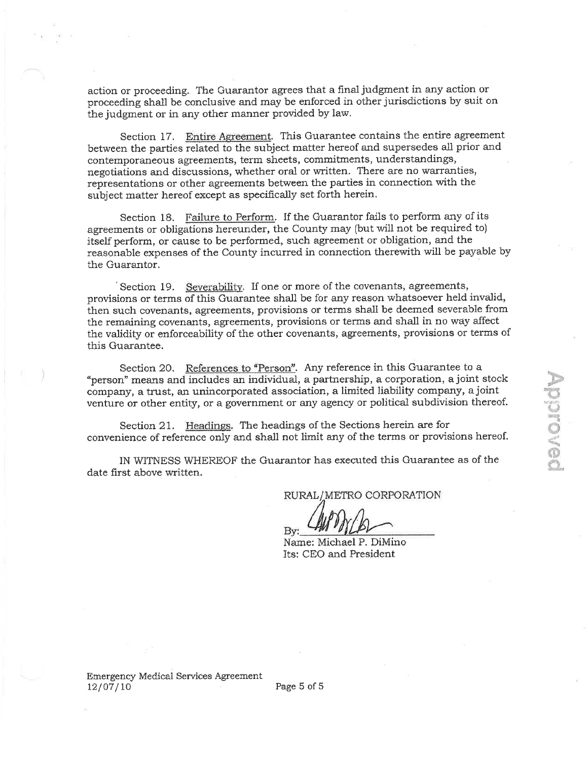action or proceeding. The Guarantor agrees that a final judgment in any action or proceeding shall be conclusive and may be enforced in other jurisdictions by suit on the judgment or in any other manner provided by law.

Section 17. Entire Agreement. This Guarantee contains the entire agreement between the parties related to the subject matter hereof and supersedes all prior and contemporaneous agreements, term sheets, commitments, understandings, negotiations and discussions, whether oral or written. There are no warranties, representations or other agreements between the parties in connection with the subject matter hereof except as specifically set forth herein.

Section 18. Failure to Perform. If the Guarantor fails to perform any of its agreements or obligations hereunder, the County may (but will not be required to) itself perform, or cause to be performed, such agreement or obligation, and the reasonable expenses of the County incurred in connection therewith will be payable by the Guarantor.

Section 19. Severability. If one or more of the covenants, agreements, provisions or terms of this Guarantee shall be for any reason whatsoever held invalid, then such covenants, agreements, provisions or terms shall be deemed severable from the remaining covenants, agreements, provisions or terms and shall in no way affect the validity or enforceability of the other covenants, agreements, provisions or terms of this Guarantee.

Section 20. References to "Person". Any reference in this Guarantee to a "person" means and includes an individual, a partnership, a corporation, a joint stock company, a trust, an unincorporated association, a limited liability company, a joint venture or other entity, or a government or any agency or political subdivision thereof.

Section 21. Headings. The headings of the Sections herein are for convenience of reference only and shall not limit any of the terms or provisions hereof.

IN WITNESS WHEREOF the Guarantor has executed this Guarantee as of the date first above written.

RURAL/METRO CORPORATION

By: ______________________

Name: Michael P. DiMino

Its: CEO and President

Approved

Emergency Medical Services Agreement
12/07/10